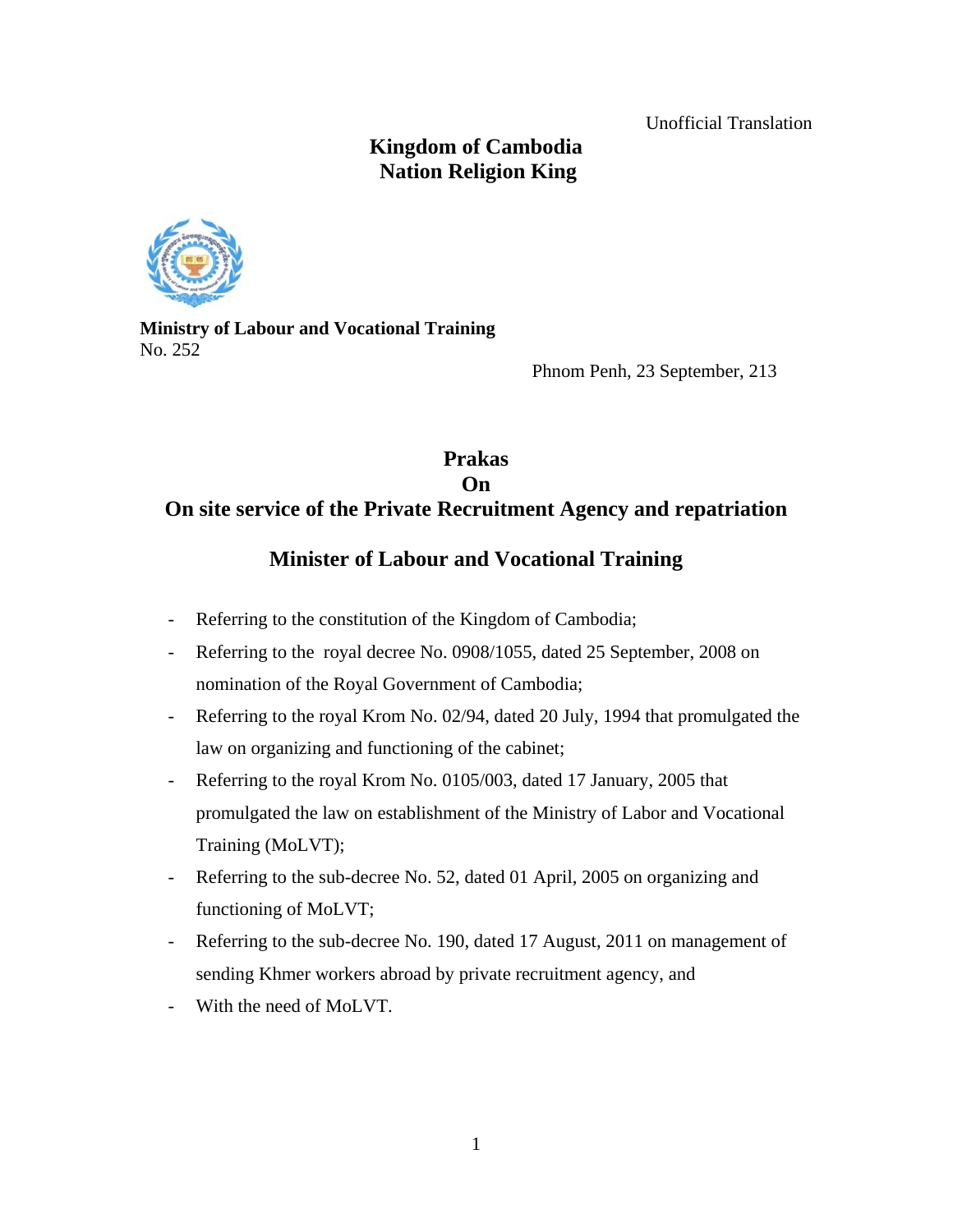Unofficial Translation

**Kingdom of Cambodia**
**Nation Religion King**

**Ministry of Labour and Vocational Training**
No. 252

Phnom Penh, 23 September, 213

# Prakas
# On
# On site service of the Private Recruitment Agency and repatriation

## Minister of Labour and Vocational Training

- Referring to the constitution of the Kingdom of Cambodia;
- Referring to the royal decree No. 0908/1055, dated 25 September, 2008 on nomination of the Royal Government of Cambodia;
- Referring to the royal Krom No. 02/94, dated 20 July, 1994 that promulgated the law on organizing and functioning of the cabinet;
- Referring to the royal Krom No. 0105/003, dated 17 January, 2005 that promulgated the law on establishment of the Ministry of Labor and Vocational Training (MoLVT);
- Referring to the sub-decree No. 52, dated 01 April, 2005 on organizing and functioning of MoLVT;
- Referring to the sub-decree No. 190, dated 17 August, 2011 on management of sending Khmer workers abroad by private recruitment agency, and
- With the need of MoLVT.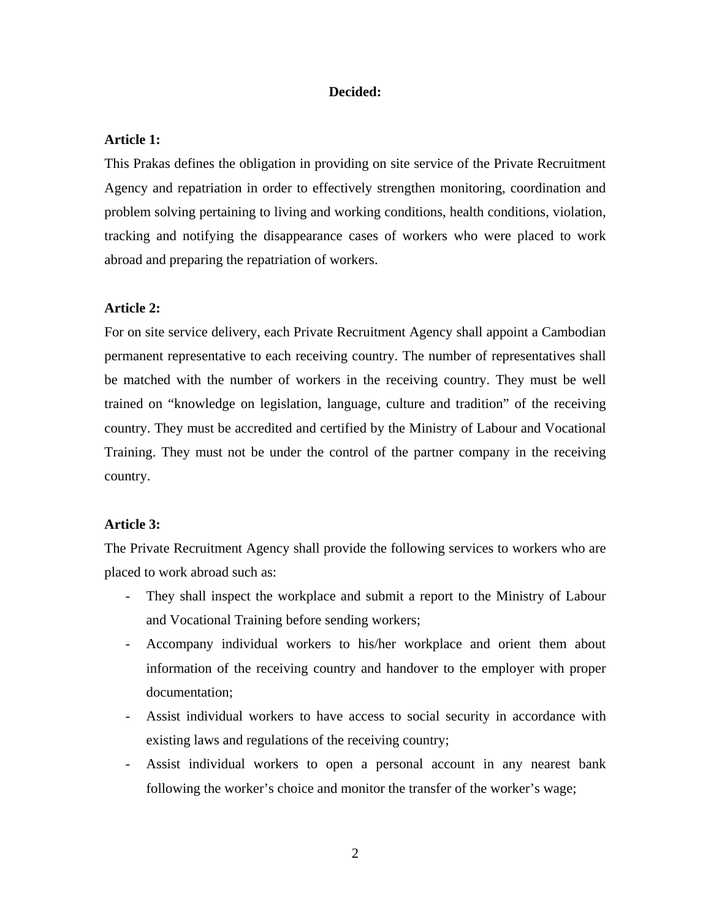**Decided:**

**Article 1:**

This Prakas defines the obligation in providing on site service of the Private Recruitment Agency and repatriation in order to effectively strengthen monitoring, coordination and problem solving pertaining to living and working conditions, health conditions, violation, tracking and notifying the disappearance cases of workers who were placed to work abroad and preparing the repatriation of workers.

**Article 2:**

For on site service delivery, each Private Recruitment Agency shall appoint a Cambodian permanent representative to each receiving country. The number of representatives shall be matched with the number of workers in the receiving country. They must be well trained on "knowledge on legislation, language, culture and tradition" of the receiving country. They must be accredited and certified by the Ministry of Labour and Vocational Training. They must not be under the control of the partner company in the receiving country.

**Article 3:**

The Private Recruitment Agency shall provide the following services to workers who are placed to work abroad such as:

- They shall inspect the workplace and submit a report to the Ministry of Labour and Vocational Training before sending workers;
- Accompany individual workers to his/her workplace and orient them about information of the receiving country and handover to the employer with proper documentation;
- Assist individual workers to have access to social security in accordance with existing laws and regulations of the receiving country;
- Assist individual workers to open a personal account in any nearest bank following the worker's choice and monitor the transfer of the worker's wage;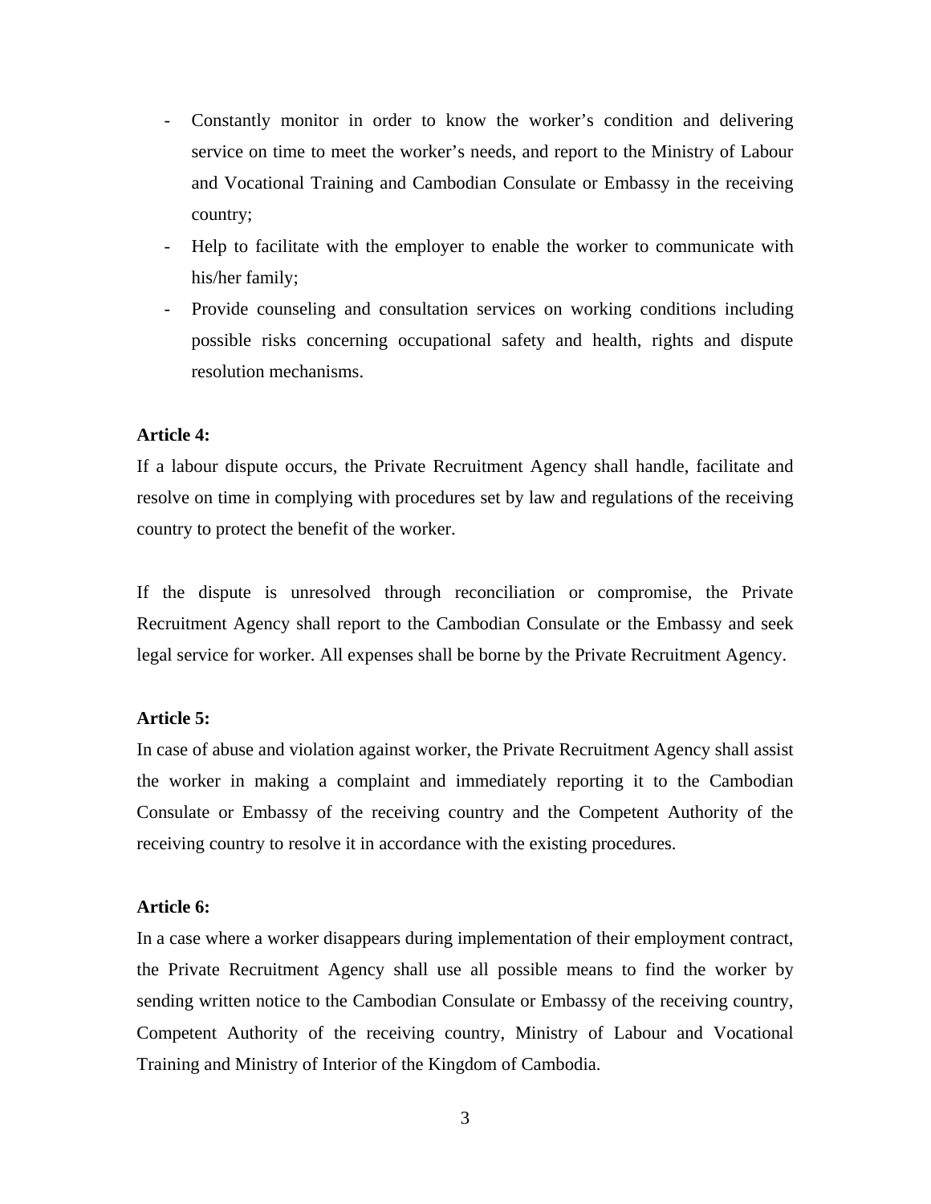- Constantly monitor in order to know the worker’s condition and delivering service on time to meet the worker’s needs, and report to the Ministry of Labour and Vocational Training and Cambodian Consulate or Embassy in the receiving country;
- Help to facilitate with the employer to enable the worker to communicate with his/her family;
- Provide counseling and consultation services on working conditions including possible risks concerning occupational safety and health, rights and dispute resolution mechanisms.

**Article 4:**

If a labour dispute occurs, the Private Recruitment Agency shall handle, facilitate and resolve on time in complying with procedures set by law and regulations of the receiving country to protect the benefit of the worker.

If the dispute is unresolved through reconciliation or compromise, the Private Recruitment Agency shall report to the Cambodian Consulate or the Embassy and seek legal service for worker. All expenses shall be borne by the Private Recruitment Agency.

**Article 5:**

In case of abuse and violation against worker, the Private Recruitment Agency shall assist the worker in making a complaint and immediately reporting it to the Cambodian Consulate or Embassy of the receiving country and the Competent Authority of the receiving country to resolve it in accordance with the existing procedures.

**Article 6:**

In a case where a worker disappears during implementation of their employment contract, the Private Recruitment Agency shall use all possible means to find the worker by sending written notice to the Cambodian Consulate or Embassy of the receiving country, Competent Authority of the receiving country, Ministry of Labour and Vocational Training and Ministry of Interior of the Kingdom of Cambodia.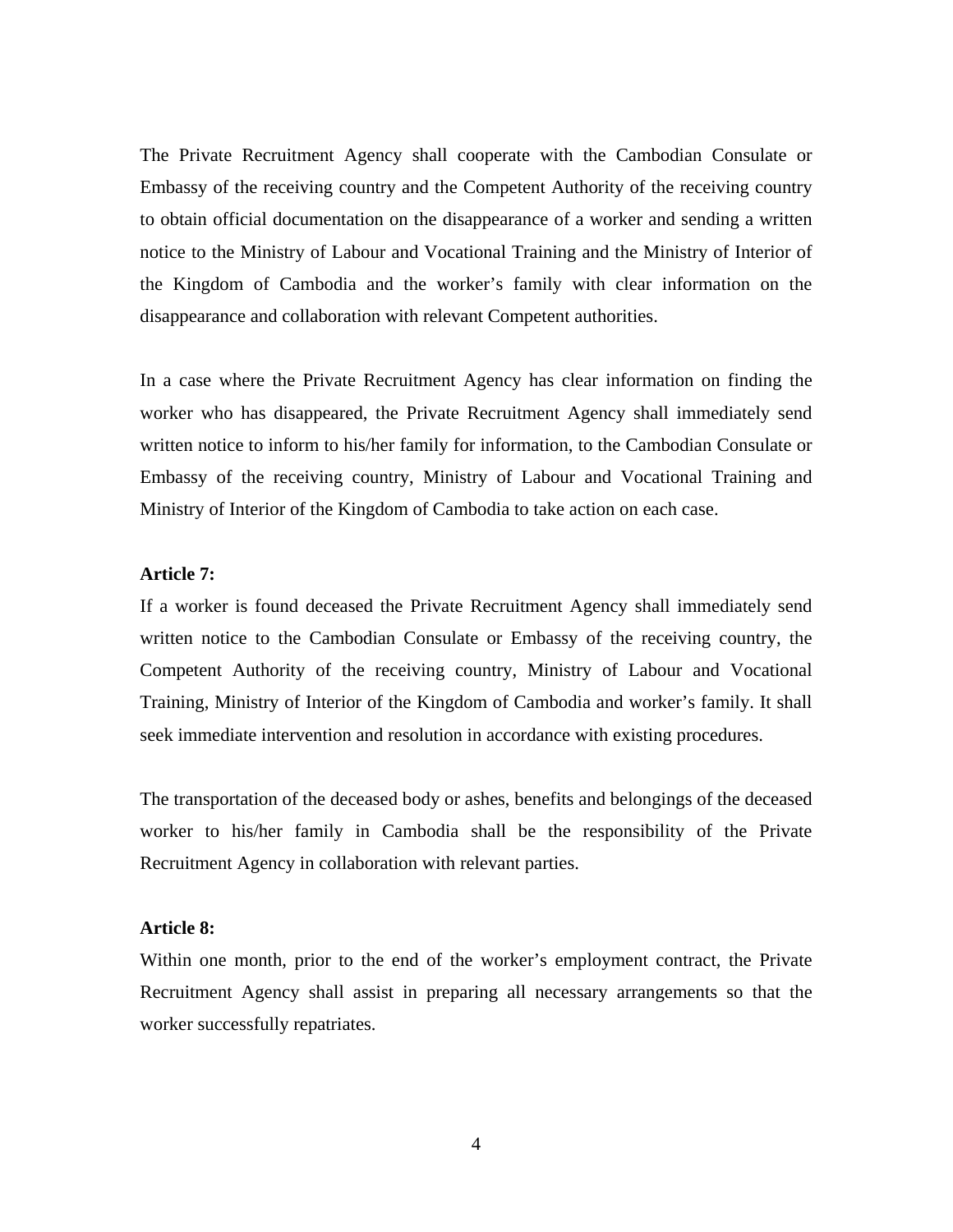The Private Recruitment Agency shall cooperate with the Cambodian Consulate or Embassy of the receiving country and the Competent Authority of the receiving country to obtain official documentation on the disappearance of a worker and sending a written notice to the Ministry of Labour and Vocational Training and the Ministry of Interior of the Kingdom of Cambodia and the worker's family with clear information on the disappearance and collaboration with relevant Competent authorities.

In a case where the Private Recruitment Agency has clear information on finding the worker who has disappeared, the Private Recruitment Agency shall immediately send written notice to inform to his/her family for information, to the Cambodian Consulate or Embassy of the receiving country, Ministry of Labour and Vocational Training and Ministry of Interior of the Kingdom of Cambodia to take action on each case.

**Article 7:**

If a worker is found deceased the Private Recruitment Agency shall immediately send written notice to the Cambodian Consulate or Embassy of the receiving country, the Competent Authority of the receiving country, Ministry of Labour and Vocational Training, Ministry of Interior of the Kingdom of Cambodia and worker's family. It shall seek immediate intervention and resolution in accordance with existing procedures.

The transportation of the deceased body or ashes, benefits and belongings of the deceased worker to his/her family in Cambodia shall be the responsibility of the Private Recruitment Agency in collaboration with relevant parties.

**Article 8:**

Within one month, prior to the end of the worker's employment contract, the Private Recruitment Agency shall assist in preparing all necessary arrangements so that the worker successfully repatriates.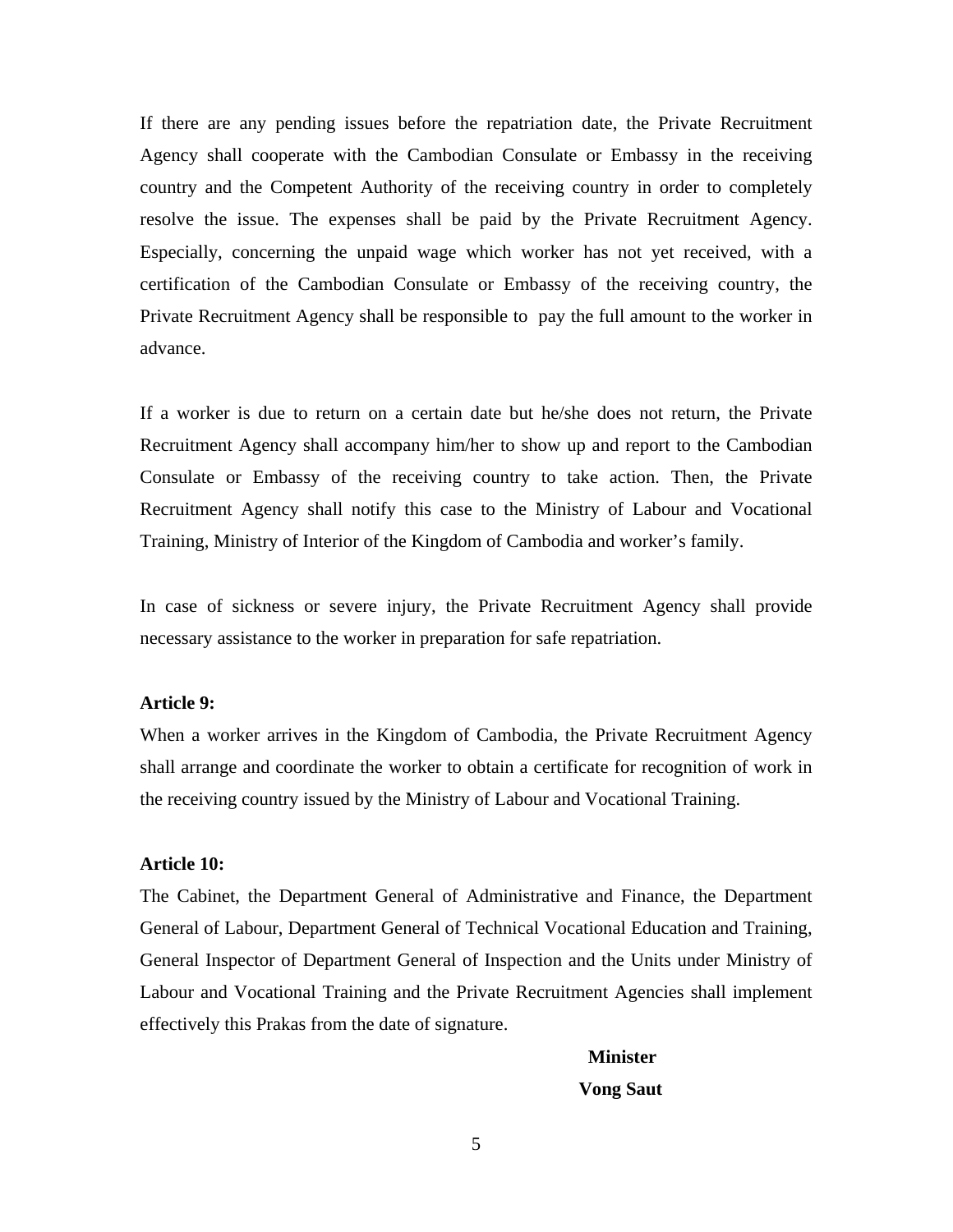If there are any pending issues before the repatriation date, the Private Recruitment Agency shall cooperate with the Cambodian Consulate or Embassy in the receiving country and the Competent Authority of the receiving country in order to completely resolve the issue. The expenses shall be paid by the Private Recruitment Agency. Especially, concerning the unpaid wage which worker has not yet received, with a certification of the Cambodian Consulate or Embassy of the receiving country, the Private Recruitment Agency shall be responsible to pay the full amount to the worker in advance.

If a worker is due to return on a certain date but he/she does not return, the Private Recruitment Agency shall accompany him/her to show up and report to the Cambodian Consulate or Embassy of the receiving country to take action. Then, the Private Recruitment Agency shall notify this case to the Ministry of Labour and Vocational Training, Ministry of Interior of the Kingdom of Cambodia and worker's family.

In case of sickness or severe injury, the Private Recruitment Agency shall provide necessary assistance to the worker in preparation for safe repatriation.

**Article 9:**

When a worker arrives in the Kingdom of Cambodia, the Private Recruitment Agency shall arrange and coordinate the worker to obtain a certificate for recognition of work in the receiving country issued by the Ministry of Labour and Vocational Training.

**Article 10:**

The Cabinet, the Department General of Administrative and Finance, the Department General of Labour, Department General of Technical Vocational Education and Training, General Inspector of Department General of Inspection and the Units under Ministry of Labour and Vocational Training and the Private Recruitment Agencies shall implement effectively this Prakas from the date of signature.

**Minister**

**Vong Saut**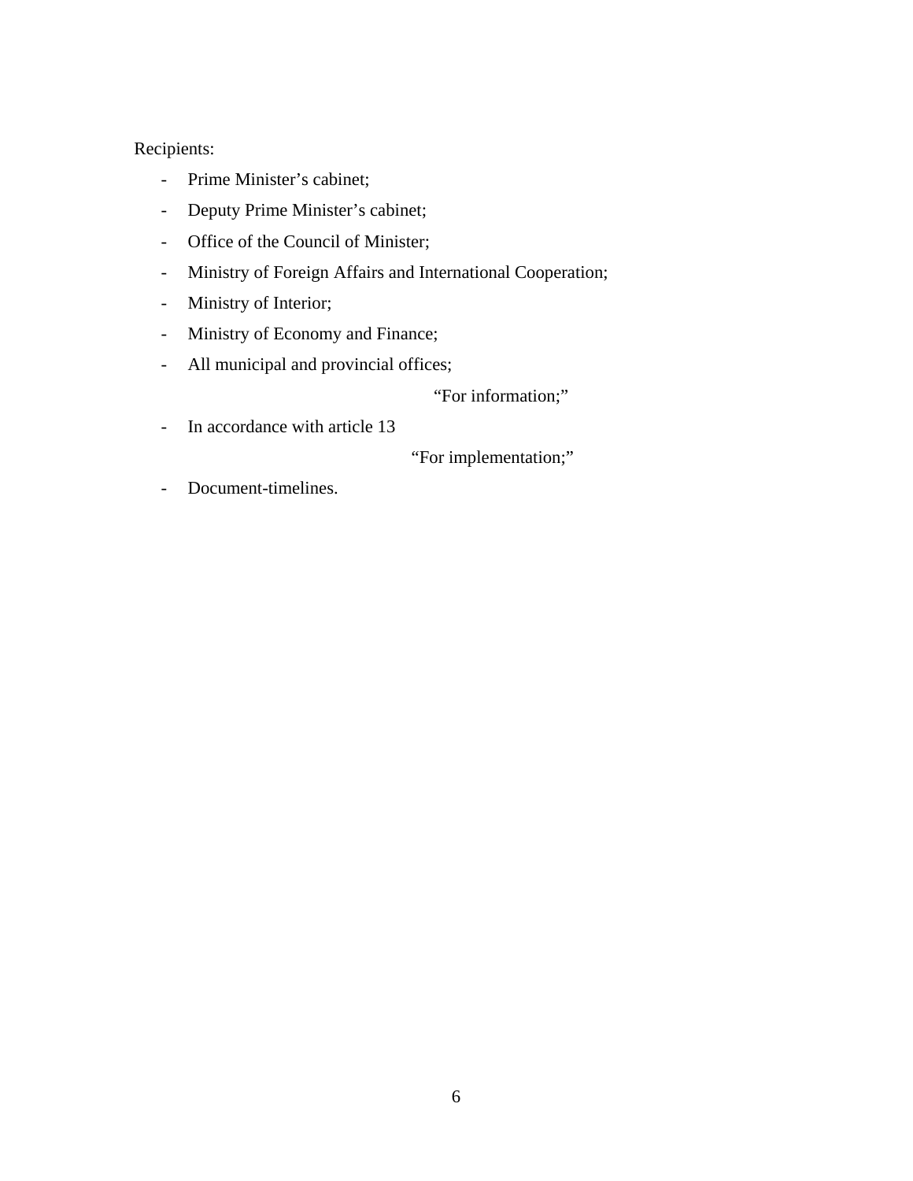Recipients:

- Prime Minister’s cabinet;
- Deputy Prime Minister’s cabinet;
- Office of the Council of Minister;
- Ministry of Foreign Affairs and International Cooperation;
- Ministry of Interior;
- Ministry of Economy and Finance;
- All municipal and provincial offices;

“For information;”

- In accordance with article 13

“For implementation;”

- Document-timelines.